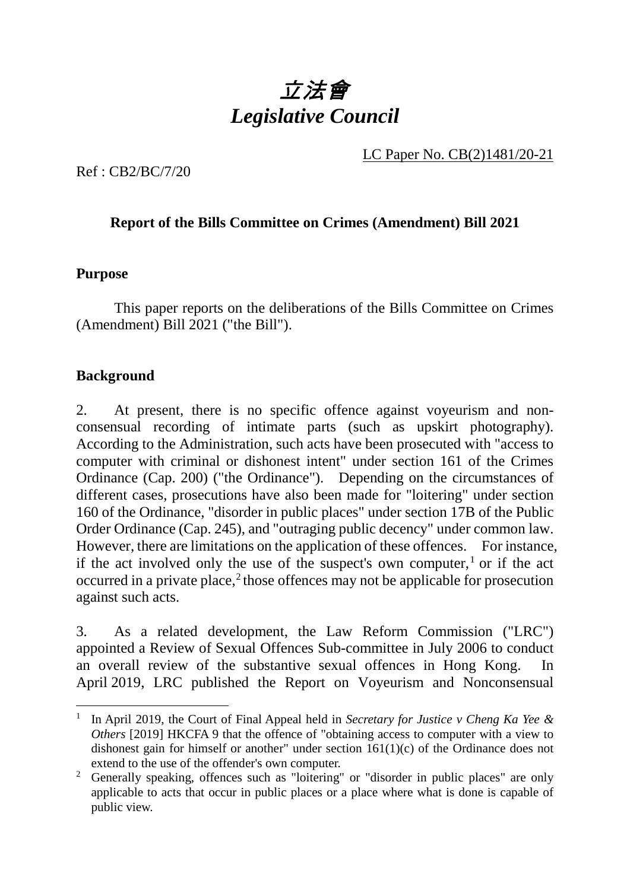# 立法會
# *Legislative Council*

LC Paper No. CB(2)1481/20-21

Ref : CB2/BC/7/20

## Report of the Bills Committee on Crimes (Amendment) Bill 2021

### Purpose

This paper reports on the deliberations of the Bills Committee on Crimes (Amendment) Bill 2021 ("the Bill").

### Background

2. At present, there is no specific offence against voyeurism and non-consensual recording of intimate parts (such as upskirt photography). According to the Administration, such acts have been prosecuted with "access to computer with criminal or dishonest intent" under section 161 of the Crimes Ordinance (Cap. 200) ("the Ordinance"). Depending on the circumstances of different cases, prosecutions have also been made for "loitering" under section 160 of the Ordinance, "disorder in public places" under section 17B of the Public Order Ordinance (Cap. 245), and "outraging public decency" under common law. However, there are limitations on the application of these offences. For instance, if the act involved only the use of the suspect's own computer,[1] or if the act occurred in a private place,[2] those offences may not be applicable for prosecution against such acts.

3. As a related development, the Law Reform Commission ("LRC") appointed a Review of Sexual Offences Sub-committee in July 2006 to conduct an overall review of the substantive sexual offences in Hong Kong. In April 2019, LRC published the Report on Voyeurism and Nonconsensual

---

[1] In April 2019, the Court of Final Appeal held in *Secretary for Justice v Cheng Ka Yee & Others* [2019] HKCFA 9 that the offence of "obtaining access to computer with a view to dishonest gain for himself or another" under section 161(1)(c) of the Ordinance does not extend to the use of the offender's own computer.

[2] Generally speaking, offences such as "loitering" or "disorder in public places" are only applicable to acts that occur in public places or a place where what is done is capable of public view.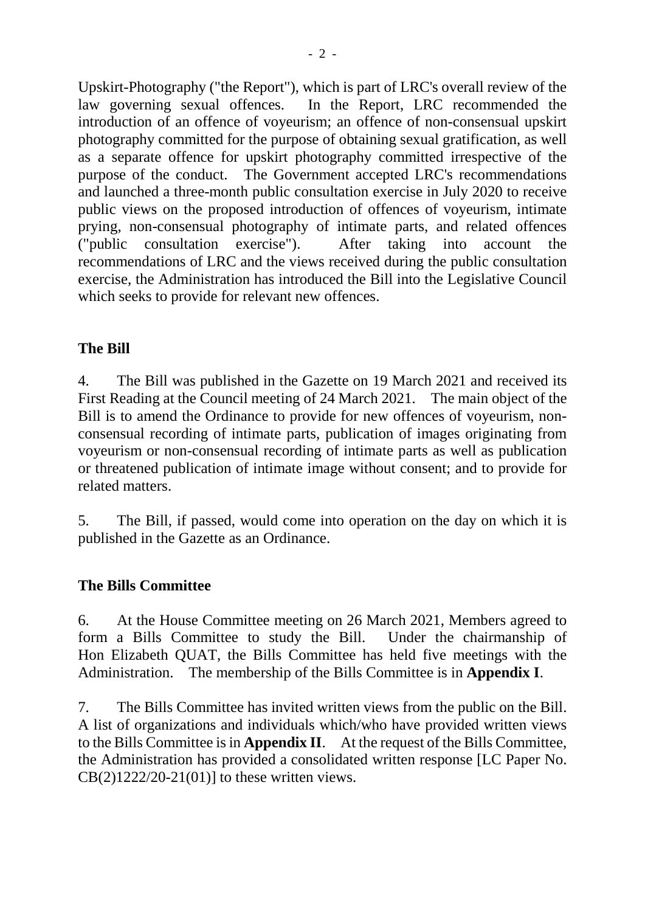Upskirt-Photography ("the Report"), which is part of LRC's overall review of the law governing sexual offences. In the Report, LRC recommended the introduction of an offence of voyeurism; an offence of non-consensual upskirt photography committed for the purpose of obtaining sexual gratification, as well as a separate offence for upskirt photography committed irrespective of the purpose of the conduct. The Government accepted LRC's recommendations and launched a three-month public consultation exercise in July 2020 to receive public views on the proposed introduction of offences of voyeurism, intimate prying, non-consensual photography of intimate parts, and related offences ("public consultation exercise"). After taking into account the recommendations of LRC and the views received during the public consultation exercise, the Administration has introduced the Bill into the Legislative Council which seeks to provide for relevant new offences.

## The Bill

4. The Bill was published in the Gazette on 19 March 2021 and received its First Reading at the Council meeting of 24 March 2021. The main object of the Bill is to amend the Ordinance to provide for new offences of voyeurism, non-consensual recording of intimate parts, publication of images originating from voyeurism or non-consensual recording of intimate parts as well as publication or threatened publication of intimate image without consent; and to provide for related matters.

5. The Bill, if passed, would come into operation on the day on which it is published in the Gazette as an Ordinance.

## The Bills Committee

6. At the House Committee meeting on 26 March 2021, Members agreed to form a Bills Committee to study the Bill. Under the chairmanship of Hon Elizabeth QUAT, the Bills Committee has held five meetings with the Administration. The membership of the Bills Committee is in **Appendix I**.

7. The Bills Committee has invited written views from the public on the Bill. A list of organizations and individuals which/who have provided written views to the Bills Committee is in **Appendix II**. At the request of the Bills Committee, the Administration has provided a consolidated written response [LC Paper No. CB(2)1222/20-21(01)] to these written views.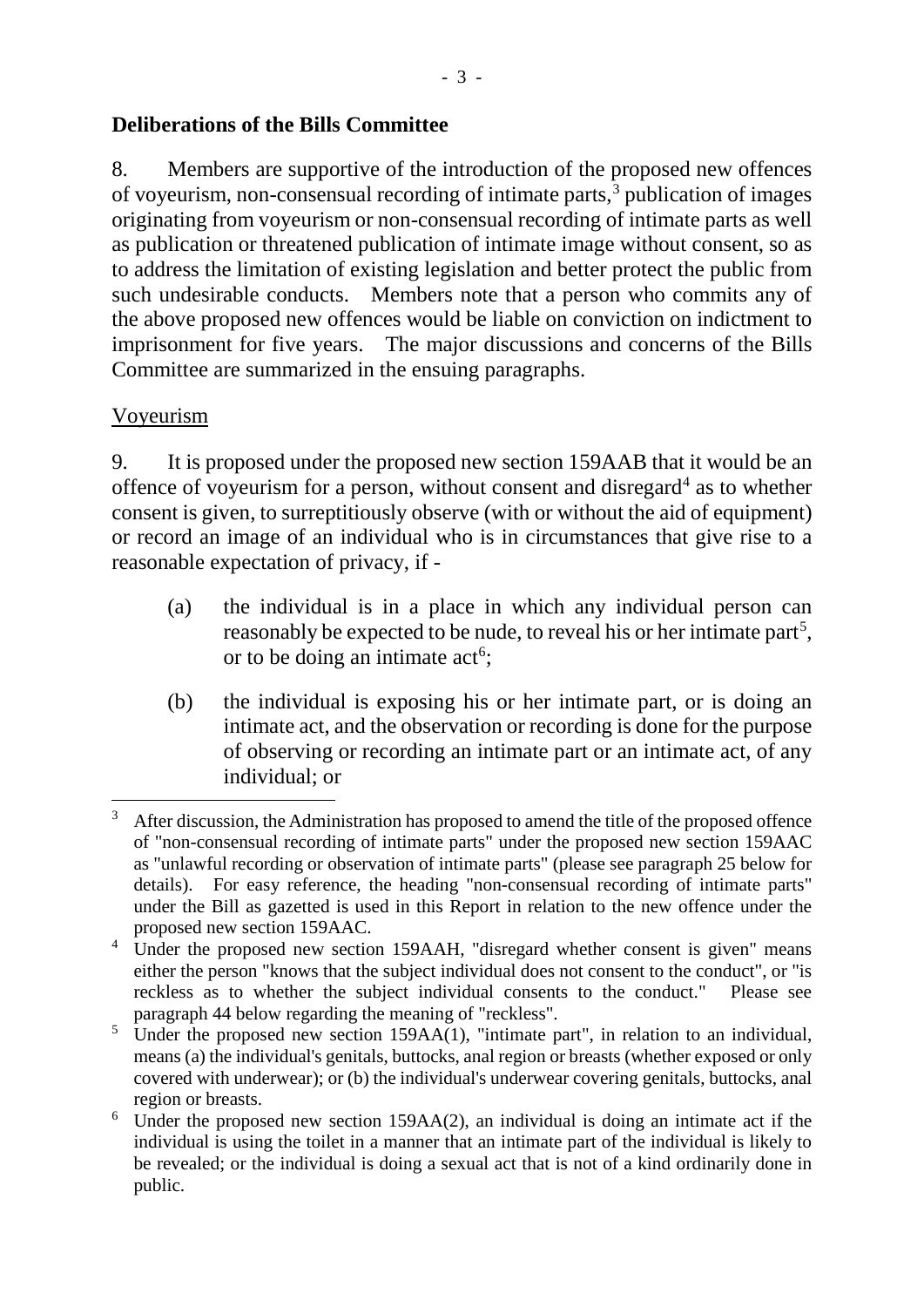**Deliberations of the Bills Committee**

8. Members are supportive of the introduction of the proposed new offences of voyeurism, non-consensual recording of intimate parts,[3] publication of images originating from voyeurism or non-consensual recording of intimate parts as well as publication or threatened publication of intimate image without consent, so as to address the limitation of existing legislation and better protect the public from such undesirable conducts. Members note that a person who commits any of the above proposed new offences would be liable on conviction on indictment to imprisonment for five years. The major discussions and concerns of the Bills Committee are summarized in the ensuing paragraphs.

Voyeurism

9. It is proposed under the proposed new section 159AAB that it would be an offence of voyeurism for a person, without consent and disregard[4] as to whether consent is given, to surreptitiously observe (with or without the aid of equipment) or record an image of an individual who is in circumstances that give rise to a reasonable expectation of privacy, if -

(a) the individual is in a place in which any individual person can reasonably be expected to be nude, to reveal his or her intimate part[5], or to be doing an intimate act[6];

(b) the individual is exposing his or her intimate part, or is doing an intimate act, and the observation or recording is done for the purpose of observing or recording an intimate part or an intimate act, of any individual; or

---

[3] After discussion, the Administration has proposed to amend the title of the proposed offence of "non-consensual recording of intimate parts" under the proposed new section 159AAC as "unlawful recording or observation of intimate parts" (please see paragraph 25 below for details). For easy reference, the heading "non-consensual recording of intimate parts" under the Bill as gazetted is used in this Report in relation to the new offence under the proposed new section 159AAC.

[4] Under the proposed new section 159AAH, "disregard whether consent is given" means either the person "knows that the subject individual does not consent to the conduct", or "is reckless as to whether the subject individual consents to the conduct." Please see paragraph 44 below regarding the meaning of "reckless".

[5] Under the proposed new section 159AA(1), "intimate part", in relation to an individual, means (a) the individual's genitals, buttocks, anal region or breasts (whether exposed or only covered with underwear); or (b) the individual's underwear covering genitals, buttocks, anal region or breasts.

[6] Under the proposed new section 159AA(2), an individual is doing an intimate act if the individual is using the toilet in a manner that an intimate part of the individual is likely to be revealed; or the individual is doing a sexual act that is not of a kind ordinarily done in public.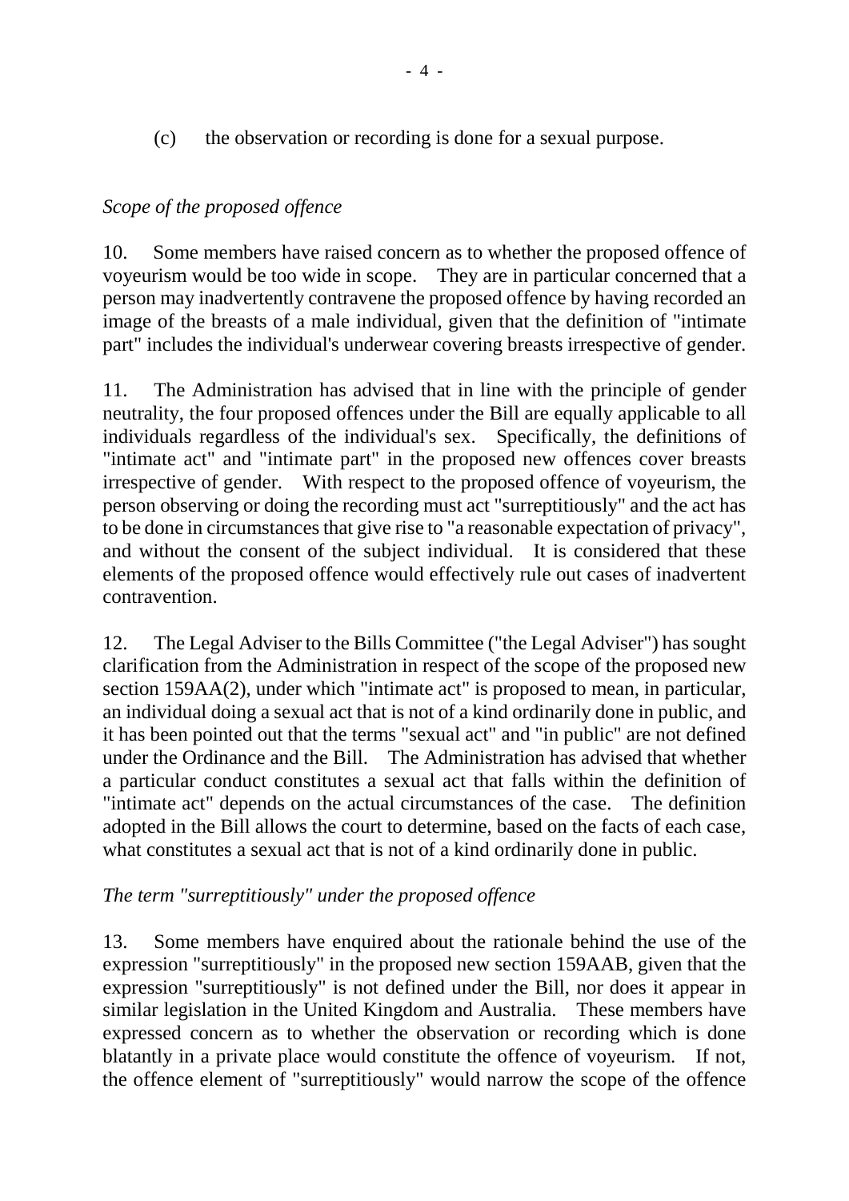(c) the observation or recording is done for a sexual purpose.

*Scope of the proposed offence*

10. Some members have raised concern as to whether the proposed offence of voyeurism would be too wide in scope. They are in particular concerned that a person may inadvertently contravene the proposed offence by having recorded an image of the breasts of a male individual, given that the definition of "intimate part" includes the individual's underwear covering breasts irrespective of gender.

11. The Administration has advised that in line with the principle of gender neutrality, the four proposed offences under the Bill are equally applicable to all individuals regardless of the individual's sex. Specifically, the definitions of "intimate act" and "intimate part" in the proposed new offences cover breasts irrespective of gender. With respect to the proposed offence of voyeurism, the person observing or doing the recording must act "surreptitiously" and the act has to be done in circumstances that give rise to "a reasonable expectation of privacy", and without the consent of the subject individual. It is considered that these elements of the proposed offence would effectively rule out cases of inadvertent contravention.

12. The Legal Adviser to the Bills Committee ("the Legal Adviser") has sought clarification from the Administration in respect of the scope of the proposed new section 159AA(2), under which "intimate act" is proposed to mean, in particular, an individual doing a sexual act that is not of a kind ordinarily done in public, and it has been pointed out that the terms "sexual act" and "in public" are not defined under the Ordinance and the Bill. The Administration has advised that whether a particular conduct constitutes a sexual act that falls within the definition of "intimate act" depends on the actual circumstances of the case. The definition adopted in the Bill allows the court to determine, based on the facts of each case, what constitutes a sexual act that is not of a kind ordinarily done in public.

*The term "surreptitiously" under the proposed offence*

13. Some members have enquired about the rationale behind the use of the expression "surreptitiously" in the proposed new section 159AAB, given that the expression "surreptitiously" is not defined under the Bill, nor does it appear in similar legislation in the United Kingdom and Australia. These members have expressed concern as to whether the observation or recording which is done blatantly in a private place would constitute the offence of voyeurism. If not, the offence element of "surreptitiously" would narrow the scope of the offence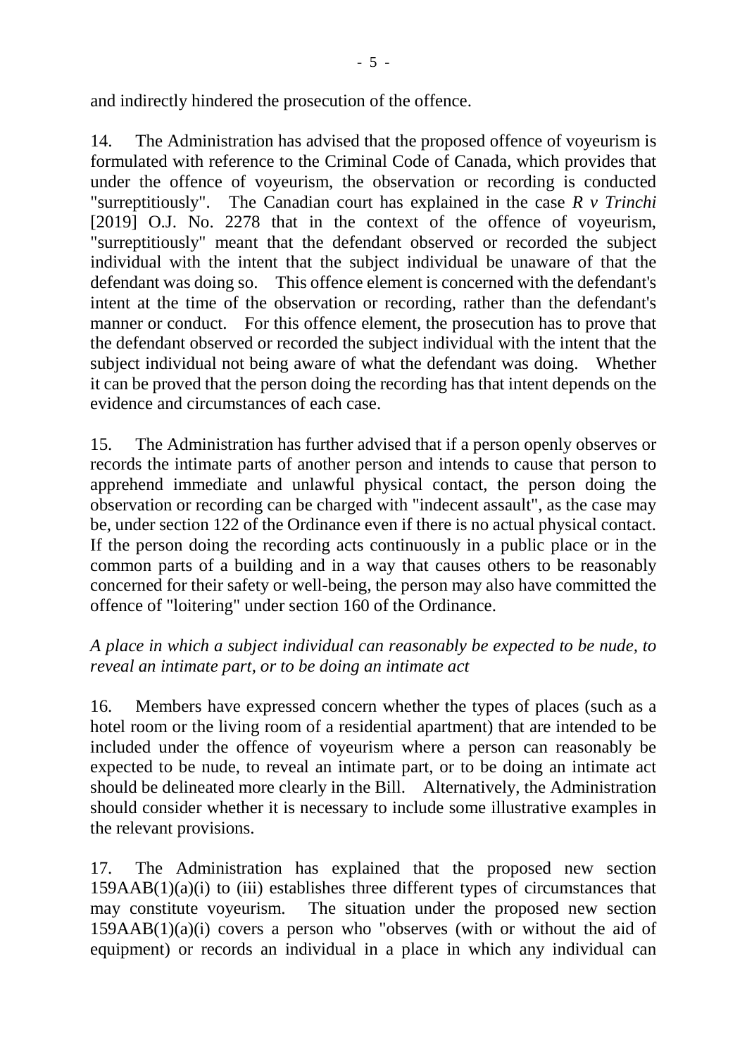and indirectly hindered the prosecution of the offence.

14. The Administration has advised that the proposed offence of voyeurism is formulated with reference to the Criminal Code of Canada, which provides that under the offence of voyeurism, the observation or recording is conducted "surreptitiously". The Canadian court has explained in the case *R v Trinchi* [2019] O.J. No. 2278 that in the context of the offence of voyeurism, "surreptitiously" meant that the defendant observed or recorded the subject individual with the intent that the subject individual be unaware of that the defendant was doing so. This offence element is concerned with the defendant's intent at the time of the observation or recording, rather than the defendant's manner or conduct. For this offence element, the prosecution has to prove that the defendant observed or recorded the subject individual with the intent that the subject individual not being aware of what the defendant was doing. Whether it can be proved that the person doing the recording has that intent depends on the evidence and circumstances of each case.

15. The Administration has further advised that if a person openly observes or records the intimate parts of another person and intends to cause that person to apprehend immediate and unlawful physical contact, the person doing the observation or recording can be charged with "indecent assault", as the case may be, under section 122 of the Ordinance even if there is no actual physical contact. If the person doing the recording acts continuously in a public place or in the common parts of a building and in a way that causes others to be reasonably concerned for their safety or well-being, the person may also have committed the offence of "loitering" under section 160 of the Ordinance.

*A place in which a subject individual can reasonably be expected to be nude, to reveal an intimate part, or to be doing an intimate act*

16. Members have expressed concern whether the types of places (such as a hotel room or the living room of a residential apartment) that are intended to be included under the offence of voyeurism where a person can reasonably be expected to be nude, to reveal an intimate part, or to be doing an intimate act should be delineated more clearly in the Bill. Alternatively, the Administration should consider whether it is necessary to include some illustrative examples in the relevant provisions.

17. The Administration has explained that the proposed new section 159AAB(1)(a)(i) to (iii) establishes three different types of circumstances that may constitute voyeurism. The situation under the proposed new section 159AAB(1)(a)(i) covers a person who "observes (with or without the aid of equipment) or records an individual in a place in which any individual can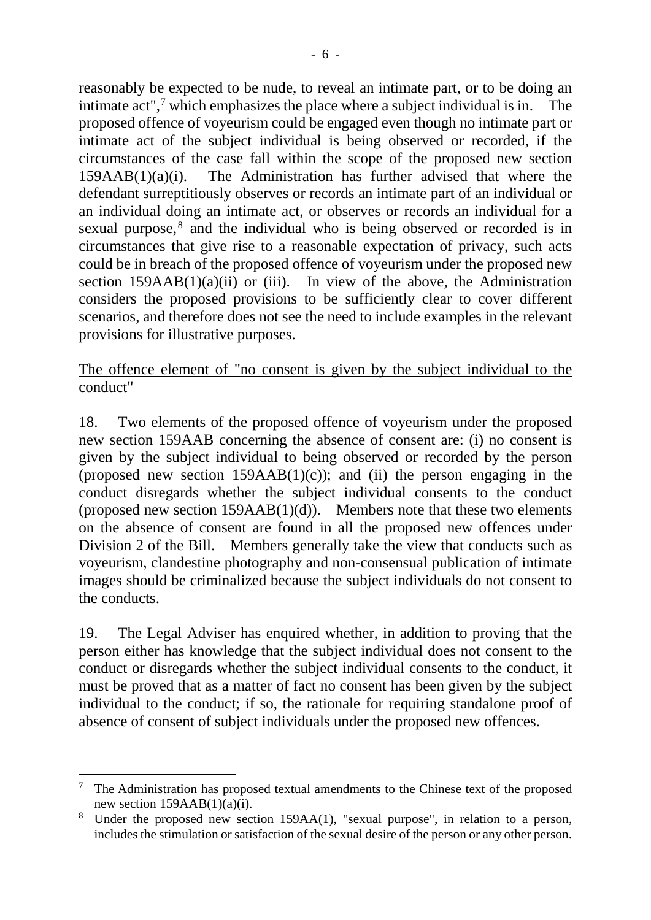reasonably be expected to be nude, to reveal an intimate part, or to be doing an intimate act",[7] which emphasizes the place where a subject individual is in. The proposed offence of voyeurism could be engaged even though no intimate part or intimate act of the subject individual is being observed or recorded, if the circumstances of the case fall within the scope of the proposed new section 159AAB(1)(a)(i). The Administration has further advised that where the defendant surreptitiously observes or records an intimate part of an individual or an individual doing an intimate act, or observes or records an individual for a sexual purpose,[8] and the individual who is being observed or recorded is in circumstances that give rise to a reasonable expectation of privacy, such acts could be in breach of the proposed offence of voyeurism under the proposed new section 159AAB(1)(a)(ii) or (iii). In view of the above, the Administration considers the proposed provisions to be sufficiently clear to cover different scenarios, and therefore does not see the need to include examples in the relevant provisions for illustrative purposes.

<u>The offence element of "no consent is given by the subject individual to the conduct"</u>

18. Two elements of the proposed offence of voyeurism under the proposed new section 159AAB concerning the absence of consent are: (i) no consent is given by the subject individual to being observed or recorded by the person (proposed new section 159AAB(1)(c)); and (ii) the person engaging in the conduct disregards whether the subject individual consents to the conduct (proposed new section 159AAB(1)(d)). Members note that these two elements on the absence of consent are found in all the proposed new offences under Division 2 of the Bill. Members generally take the view that conducts such as voyeurism, clandestine photography and non-consensual publication of intimate images should be criminalized because the subject individuals do not consent to the conducts.

19. The Legal Adviser has enquired whether, in addition to proving that the person either has knowledge that the subject individual does not consent to the conduct or disregards whether the subject individual consents to the conduct, it must be proved that as a matter of fact no consent has been given by the subject individual to the conduct; if so, the rationale for requiring standalone proof of absence of consent of subject individuals under the proposed new offences.

---

[7] The Administration has proposed textual amendments to the Chinese text of the proposed new section 159AAB(1)(a)(i).

[8] Under the proposed new section 159AA(1), "sexual purpose", in relation to a person, includes the stimulation or satisfaction of the sexual desire of the person or any other person.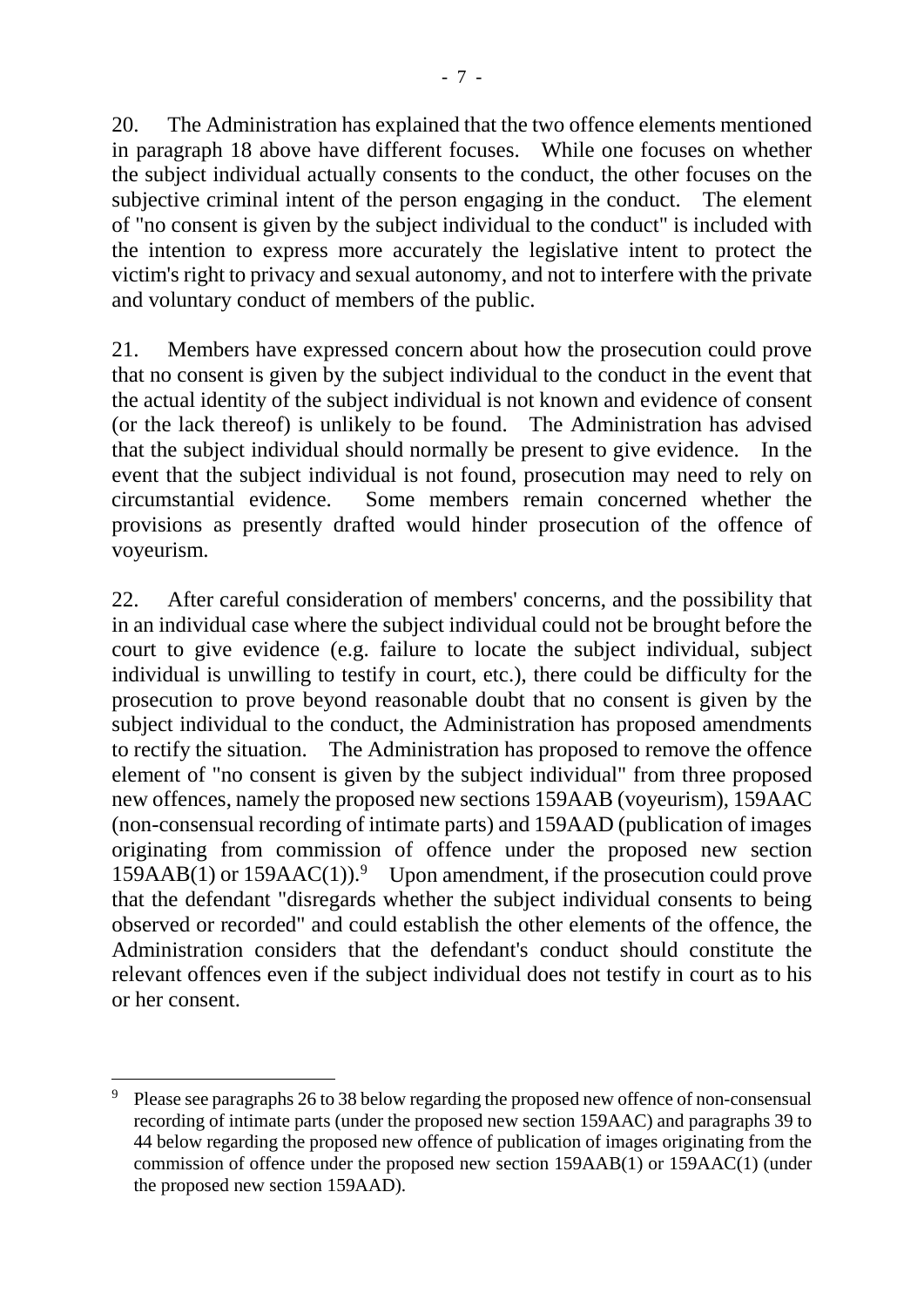20. The Administration has explained that the two offence elements mentioned in paragraph 18 above have different focuses. While one focuses on whether the subject individual actually consents to the conduct, the other focuses on the subjective criminal intent of the person engaging in the conduct. The element of "no consent is given by the subject individual to the conduct" is included with the intention to express more accurately the legislative intent to protect the victim's right to privacy and sexual autonomy, and not to interfere with the private and voluntary conduct of members of the public.

21. Members have expressed concern about how the prosecution could prove that no consent is given by the subject individual to the conduct in the event that the actual identity of the subject individual is not known and evidence of consent (or the lack thereof) is unlikely to be found. The Administration has advised that the subject individual should normally be present to give evidence. In the event that the subject individual is not found, prosecution may need to rely on circumstantial evidence. Some members remain concerned whether the provisions as presently drafted would hinder prosecution of the offence of voyeurism.

22. After careful consideration of members' concerns, and the possibility that in an individual case where the subject individual could not be brought before the court to give evidence (e.g. failure to locate the subject individual, subject individual is unwilling to testify in court, etc.), there could be difficulty for the prosecution to prove beyond reasonable doubt that no consent is given by the subject individual to the conduct, the Administration has proposed amendments to rectify the situation. The Administration has proposed to remove the offence element of "no consent is given by the subject individual" from three proposed new offences, namely the proposed new sections 159AAB (voyeurism), 159AAC (non-consensual recording of intimate parts) and 159AAD (publication of images originating from commission of offence under the proposed new section 159AAB(1) or 159AAC(1)).[9] Upon amendment, if the prosecution could prove that the defendant "disregards whether the subject individual consents to being observed or recorded" and could establish the other elements of the offence, the Administration considers that the defendant's conduct should constitute the relevant offences even if the subject individual does not testify in court as to his or her consent.

---

[9] Please see paragraphs 26 to 38 below regarding the proposed new offence of non-consensual recording of intimate parts (under the proposed new section 159AAC) and paragraphs 39 to 44 below regarding the proposed new offence of publication of images originating from the commission of offence under the proposed new section 159AAB(1) or 159AAC(1) (under the proposed new section 159AAD).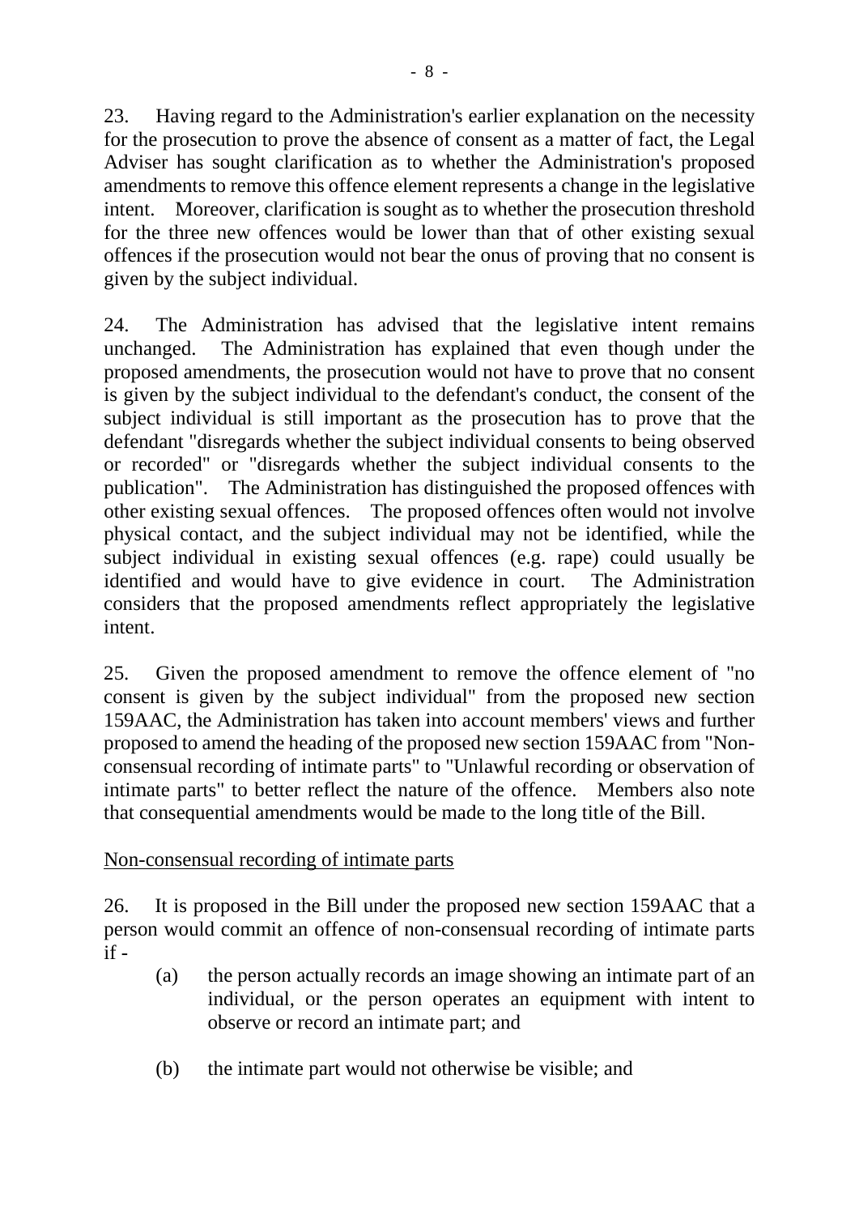23. Having regard to the Administration's earlier explanation on the necessity for the prosecution to prove the absence of consent as a matter of fact, the Legal Adviser has sought clarification as to whether the Administration's proposed amendments to remove this offence element represents a change in the legislative intent. Moreover, clarification is sought as to whether the prosecution threshold for the three new offences would be lower than that of other existing sexual offences if the prosecution would not bear the onus of proving that no consent is given by the subject individual.

24. The Administration has advised that the legislative intent remains unchanged. The Administration has explained that even though under the proposed amendments, the prosecution would not have to prove that no consent is given by the subject individual to the defendant's conduct, the consent of the subject individual is still important as the prosecution has to prove that the defendant "disregards whether the subject individual consents to being observed or recorded" or "disregards whether the subject individual consents to the publication". The Administration has distinguished the proposed offences with other existing sexual offences. The proposed offences often would not involve physical contact, and the subject individual may not be identified, while the subject individual in existing sexual offences (e.g. rape) could usually be identified and would have to give evidence in court. The Administration considers that the proposed amendments reflect appropriately the legislative intent.

25. Given the proposed amendment to remove the offence element of "no consent is given by the subject individual" from the proposed new section 159AAC, the Administration has taken into account members' views and further proposed to amend the heading of the proposed new section 159AAC from "Non-consensual recording of intimate parts" to "Unlawful recording or observation of intimate parts" to better reflect the nature of the offence. Members also note that consequential amendments would be made to the long title of the Bill.

<u>Non-consensual recording of intimate parts</u>

26. It is proposed in the Bill under the proposed new section 159AAC that a person would commit an offence of non-consensual recording of intimate parts if -

(a) the person actually records an image showing an intimate part of an individual, or the person operates an equipment with intent to observe or record an intimate part; and

(b) the intimate part would not otherwise be visible; and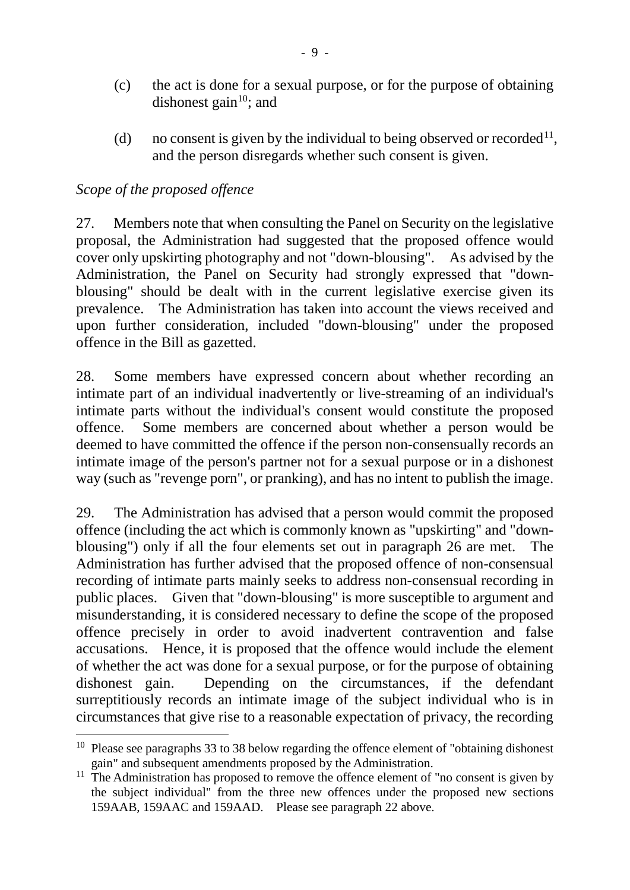(c) the act is done for a sexual purpose, or for the purpose of obtaining dishonest gain[10]; and

(d) no consent is given by the individual to being observed or recorded[11], and the person disregards whether such consent is given.

*Scope of the proposed offence*

27. Members note that when consulting the Panel on Security on the legislative proposal, the Administration had suggested that the proposed offence would cover only upskirting photography and not "down-blousing". As advised by the Administration, the Panel on Security had strongly expressed that "down-blousing" should be dealt with in the current legislative exercise given its prevalence. The Administration has taken into account the views received and upon further consideration, included "down-blousing" under the proposed offence in the Bill as gazetted.

28. Some members have expressed concern about whether recording an intimate part of an individual inadvertently or live-streaming of an individual's intimate parts without the individual's consent would constitute the proposed offence. Some members are concerned about whether a person would be deemed to have committed the offence if the person non-consensually records an intimate image of the person's partner not for a sexual purpose or in a dishonest way (such as "revenge porn", or pranking), and has no intent to publish the image.

29. The Administration has advised that a person would commit the proposed offence (including the act which is commonly known as "upskirting" and "down-blousing") only if all the four elements set out in paragraph 26 are met. The Administration has further advised that the proposed offence of non-consensual recording of intimate parts mainly seeks to address non-consensual recording in public places. Given that "down-blousing" is more susceptible to argument and misunderstanding, it is considered necessary to define the scope of the proposed offence precisely in order to avoid inadvertent contravention and false accusations. Hence, it is proposed that the offence would include the element of whether the act was done for a sexual purpose, or for the purpose of obtaining dishonest gain. Depending on the circumstances, if the defendant surreptitiously records an intimate image of the subject individual who is in circumstances that give rise to a reasonable expectation of privacy, the recording

---

[10] Please see paragraphs 33 to 38 below regarding the offence element of "obtaining dishonest gain" and subsequent amendments proposed by the Administration.

[11] The Administration has proposed to remove the offence element of "no consent is given by the subject individual" from the three new offences under the proposed new sections 159AAB, 159AAC and 159AAD. Please see paragraph 22 above.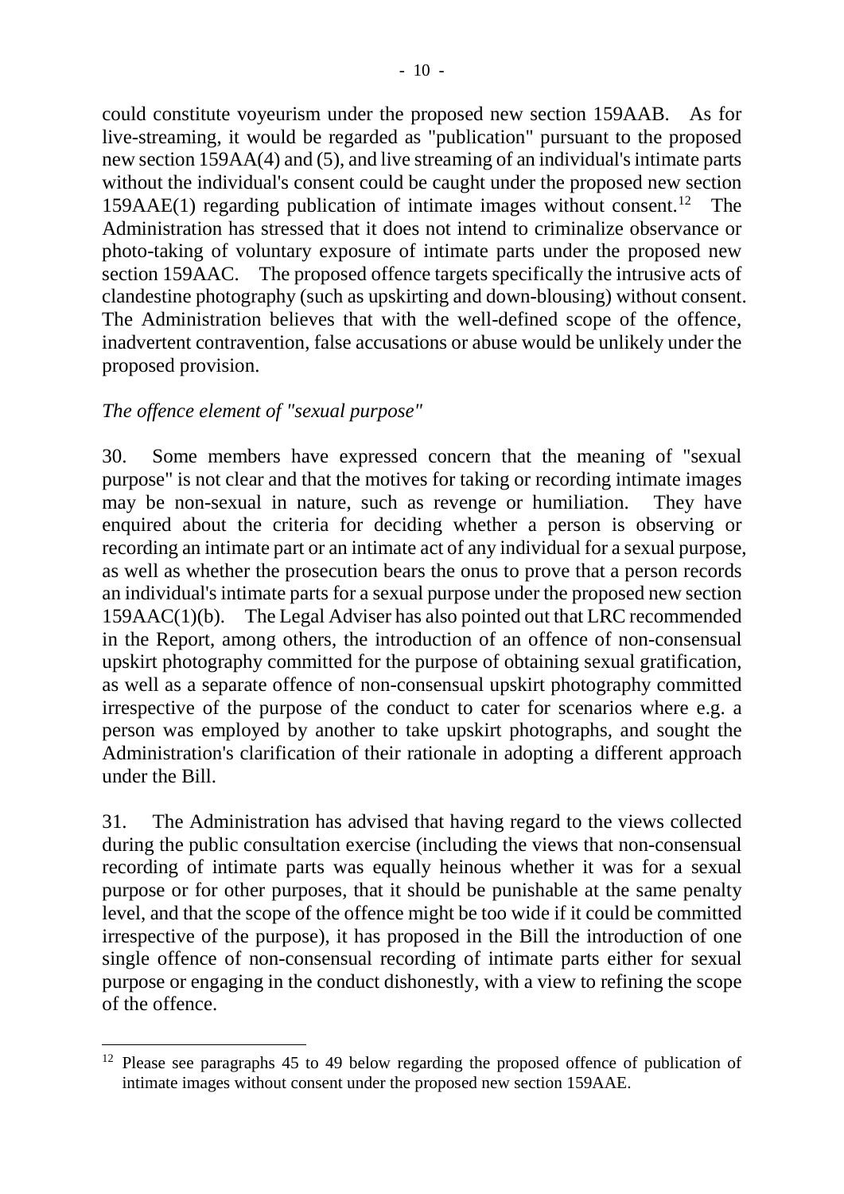could constitute voyeurism under the proposed new section 159AAB. As for live-streaming, it would be regarded as "publication" pursuant to the proposed new section 159AA(4) and (5), and live streaming of an individual's intimate parts without the individual's consent could be caught under the proposed new section 159AAE(1) regarding publication of intimate images without consent.[12] The Administration has stressed that it does not intend to criminalize observance or photo-taking of voluntary exposure of intimate parts under the proposed new section 159AAC. The proposed offence targets specifically the intrusive acts of clandestine photography (such as upskirting and down-blousing) without consent. The Administration believes that with the well-defined scope of the offence, inadvertent contravention, false accusations or abuse would be unlikely under the proposed provision.

*The offence element of "sexual purpose"*

30. Some members have expressed concern that the meaning of "sexual purpose" is not clear and that the motives for taking or recording intimate images may be non-sexual in nature, such as revenge or humiliation. They have enquired about the criteria for deciding whether a person is observing or recording an intimate part or an intimate act of any individual for a sexual purpose, as well as whether the prosecution bears the onus to prove that a person records an individual's intimate parts for a sexual purpose under the proposed new section 159AAC(1)(b). The Legal Adviser has also pointed out that LRC recommended in the Report, among others, the introduction of an offence of non-consensual upskirt photography committed for the purpose of obtaining sexual gratification, as well as a separate offence of non-consensual upskirt photography committed irrespective of the purpose of the conduct to cater for scenarios where e.g. a person was employed by another to take upskirt photographs, and sought the Administration's clarification of their rationale in adopting a different approach under the Bill.

31. The Administration has advised that having regard to the views collected during the public consultation exercise (including the views that non-consensual recording of intimate parts was equally heinous whether it was for a sexual purpose or for other purposes, that it should be punishable at the same penalty level, and that the scope of the offence might be too wide if it could be committed irrespective of the purpose), it has proposed in the Bill the introduction of one single offence of non-consensual recording of intimate parts either for sexual purpose or engaging in the conduct dishonestly, with a view to refining the scope of the offence.

---

[12] Please see paragraphs 45 to 49 below regarding the proposed offence of publication of intimate images without consent under the proposed new section 159AAE.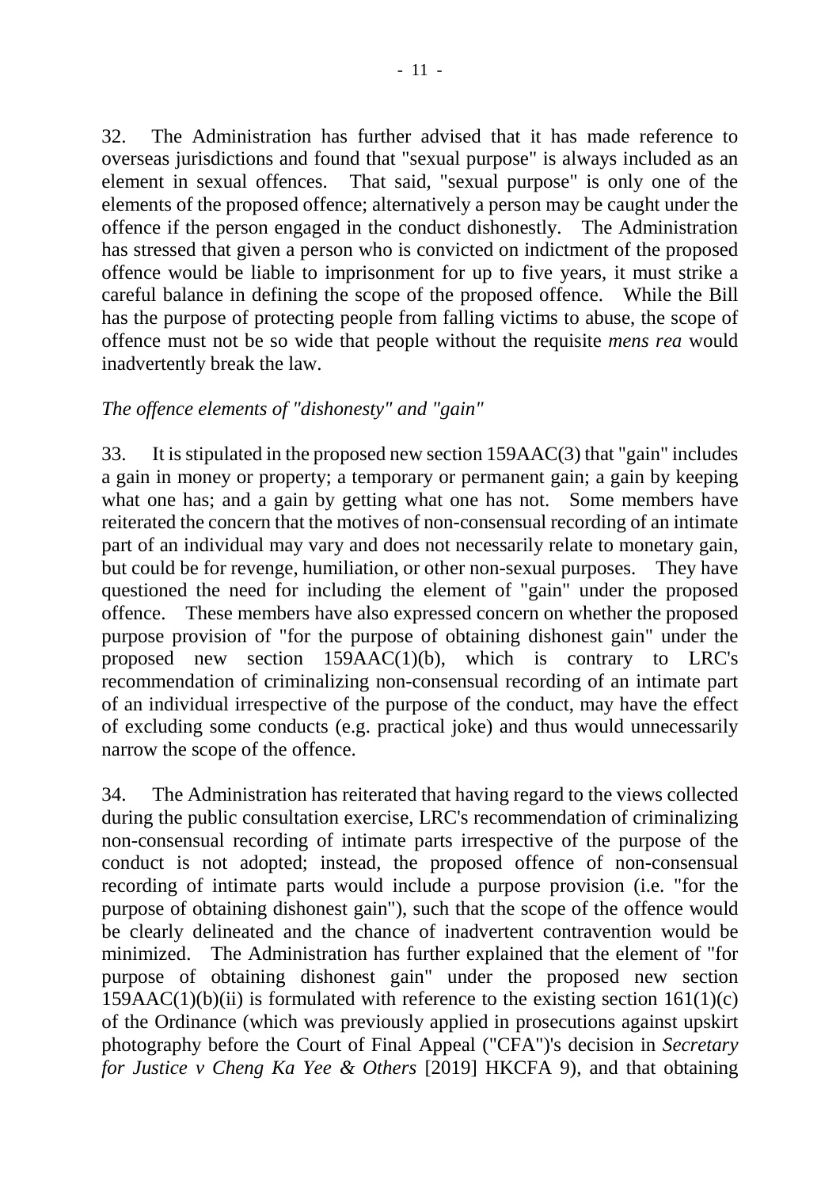32. The Administration has further advised that it has made reference to overseas jurisdictions and found that "sexual purpose" is always included as an element in sexual offences. That said, "sexual purpose" is only one of the elements of the proposed offence; alternatively a person may be caught under the offence if the person engaged in the conduct dishonestly. The Administration has stressed that given a person who is convicted on indictment of the proposed offence would be liable to imprisonment for up to five years, it must strike a careful balance in defining the scope of the proposed offence. While the Bill has the purpose of protecting people from falling victims to abuse, the scope of offence must not be so wide that people without the requisite *mens rea* would inadvertently break the law.

*The offence elements of "dishonesty" and "gain"*

33. It is stipulated in the proposed new section 159AAC(3) that "gain" includes a gain in money or property; a temporary or permanent gain; a gain by keeping what one has; and a gain by getting what one has not. Some members have reiterated the concern that the motives of non-consensual recording of an intimate part of an individual may vary and does not necessarily relate to monetary gain, but could be for revenge, humiliation, or other non-sexual purposes. They have questioned the need for including the element of "gain" under the proposed offence. These members have also expressed concern on whether the proposed purpose provision of "for the purpose of obtaining dishonest gain" under the proposed new section 159AAC(1)(b), which is contrary to LRC's recommendation of criminalizing non-consensual recording of an intimate part of an individual irrespective of the purpose of the conduct, may have the effect of excluding some conducts (e.g. practical joke) and thus would unnecessarily narrow the scope of the offence.

34. The Administration has reiterated that having regard to the views collected during the public consultation exercise, LRC's recommendation of criminalizing non-consensual recording of intimate parts irrespective of the purpose of the conduct is not adopted; instead, the proposed offence of non-consensual recording of intimate parts would include a purpose provision (i.e. "for the purpose of obtaining dishonest gain"), such that the scope of the offence would be clearly delineated and the chance of inadvertent contravention would be minimized. The Administration has further explained that the element of "for purpose of obtaining dishonest gain" under the proposed new section 159AAC(1)(b)(ii) is formulated with reference to the existing section 161(1)(c) of the Ordinance (which was previously applied in prosecutions against upskirt photography before the Court of Final Appeal ("CFA")'s decision in *Secretary for Justice v Cheng Ka Yee & Others* [2019] HKCFA 9), and that obtaining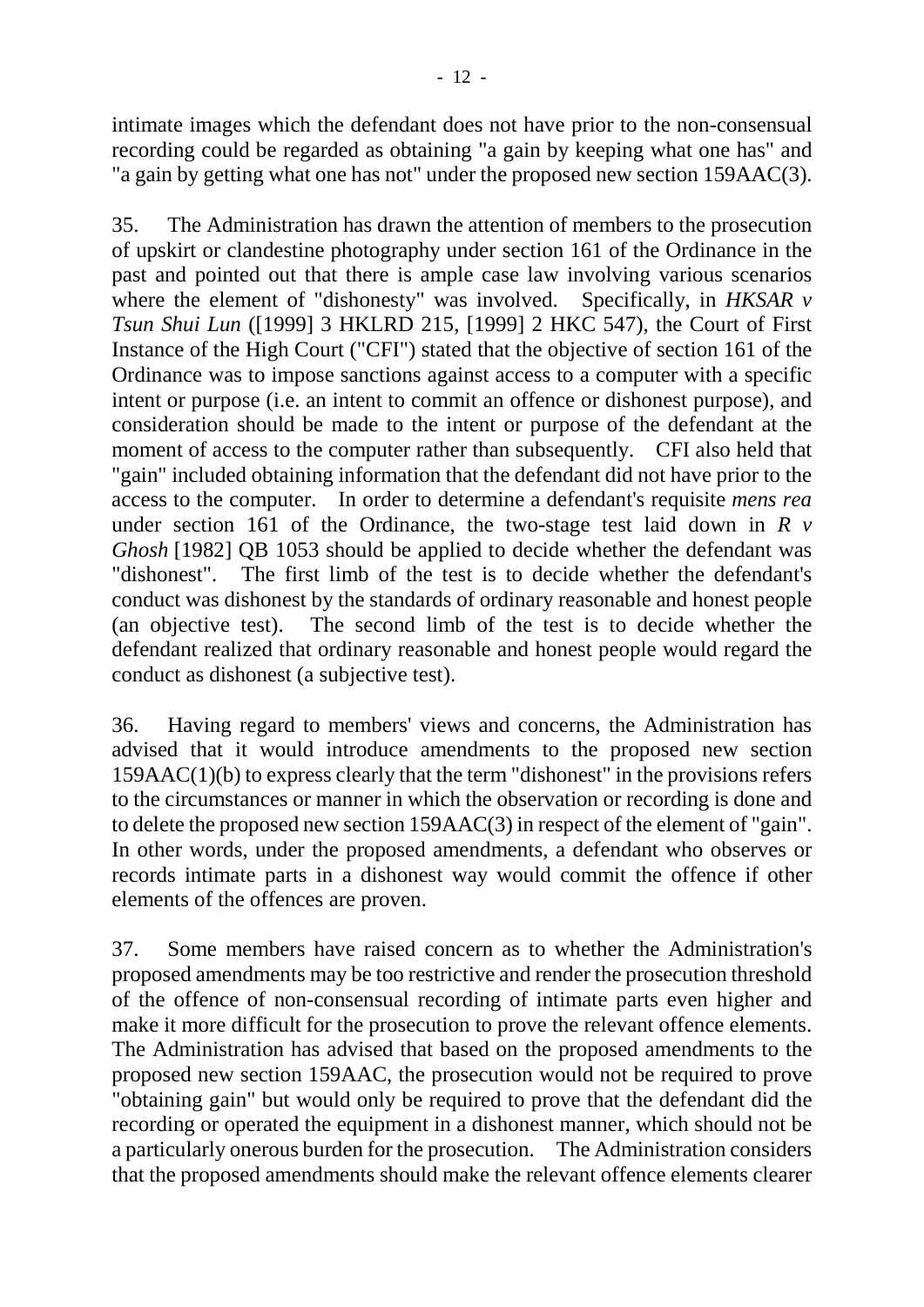intimate images which the defendant does not have prior to the non-consensual recording could be regarded as obtaining "a gain by keeping what one has" and "a gain by getting what one has not" under the proposed new section 159AAC(3).

35. The Administration has drawn the attention of members to the prosecution of upskirt or clandestine photography under section 161 of the Ordinance in the past and pointed out that there is ample case law involving various scenarios where the element of "dishonesty" was involved. Specifically, in *HKSAR v Tsun Shui Lun* ([1999] 3 HKLRD 215, [1999] 2 HKC 547), the Court of First Instance of the High Court ("CFI") stated that the objective of section 161 of the Ordinance was to impose sanctions against access to a computer with a specific intent or purpose (i.e. an intent to commit an offence or dishonest purpose), and consideration should be made to the intent or purpose of the defendant at the moment of access to the computer rather than subsequently. CFI also held that "gain" included obtaining information that the defendant did not have prior to the access to the computer. In order to determine a defendant's requisite *mens rea* under section 161 of the Ordinance, the two-stage test laid down in *R v Ghosh* [1982] QB 1053 should be applied to decide whether the defendant was "dishonest". The first limb of the test is to decide whether the defendant's conduct was dishonest by the standards of ordinary reasonable and honest people (an objective test). The second limb of the test is to decide whether the defendant realized that ordinary reasonable and honest people would regard the conduct as dishonest (a subjective test).

36. Having regard to members' views and concerns, the Administration has advised that it would introduce amendments to the proposed new section 159AAC(1)(b) to express clearly that the term "dishonest" in the provisions refers to the circumstances or manner in which the observation or recording is done and to delete the proposed new section 159AAC(3) in respect of the element of "gain". In other words, under the proposed amendments, a defendant who observes or records intimate parts in a dishonest way would commit the offence if other elements of the offences are proven.

37. Some members have raised concern as to whether the Administration's proposed amendments may be too restrictive and render the prosecution threshold of the offence of non-consensual recording of intimate parts even higher and make it more difficult for the prosecution to prove the relevant offence elements. The Administration has advised that based on the proposed amendments to the proposed new section 159AAC, the prosecution would not be required to prove "obtaining gain" but would only be required to prove that the defendant did the recording or operated the equipment in a dishonest manner, which should not be a particularly onerous burden for the prosecution. The Administration considers that the proposed amendments should make the relevant offence elements clearer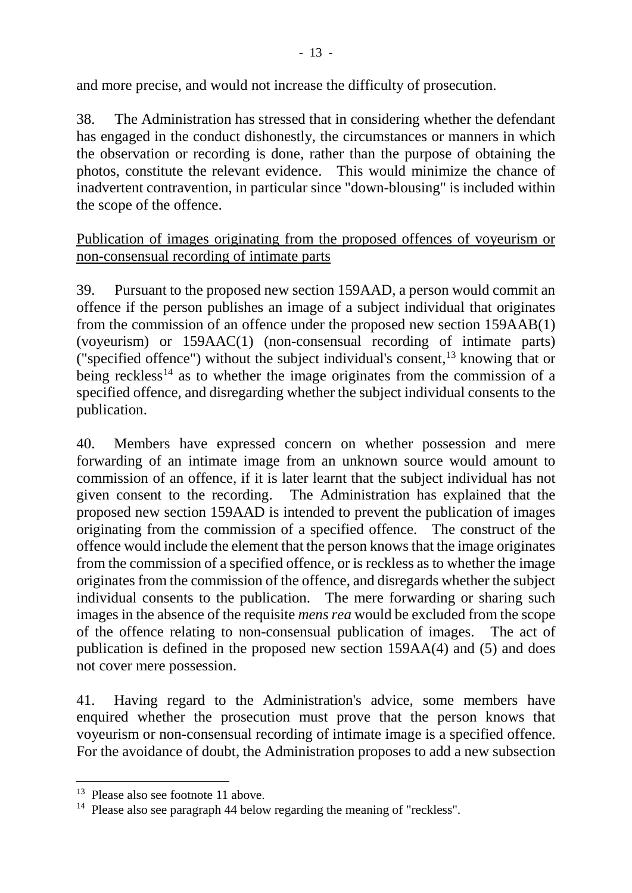and more precise, and would not increase the difficulty of prosecution.

38. The Administration has stressed that in considering whether the defendant has engaged in the conduct dishonestly, the circumstances or manners in which the observation or recording is done, rather than the purpose of obtaining the photos, constitute the relevant evidence. This would minimize the chance of inadvertent contravention, in particular since "down-blousing" is included within the scope of the offence.

<u>Publication of images originating from the proposed offences of voyeurism or non-consensual recording of intimate parts</u>

39. Pursuant to the proposed new section 159AAD, a person would commit an offence if the person publishes an image of a subject individual that originates from the commission of an offence under the proposed new section 159AAB(1) (voyeurism) or 159AAC(1) (non-consensual recording of intimate parts) ("specified offence") without the subject individual's consent,[13] knowing that or being reckless[14] as to whether the image originates from the commission of a specified offence, and disregarding whether the subject individual consents to the publication.

40. Members have expressed concern on whether possession and mere forwarding of an intimate image from an unknown source would amount to commission of an offence, if it is later learnt that the subject individual has not given consent to the recording. The Administration has explained that the proposed new section 159AAD is intended to prevent the publication of images originating from the commission of a specified offence. The construct of the offence would include the element that the person knows that the image originates from the commission of a specified offence, or is reckless as to whether the image originates from the commission of the offence, and disregards whether the subject individual consents to the publication. The mere forwarding or sharing such images in the absence of the requisite *mens rea* would be excluded from the scope of the offence relating to non-consensual publication of images. The act of publication is defined in the proposed new section 159AA(4) and (5) and does not cover mere possession.

41. Having regard to the Administration's advice, some members have enquired whether the prosecution must prove that the person knows that voyeurism or non-consensual recording of intimate image is a specified offence. For the avoidance of doubt, the Administration proposes to add a new subsection

---

[13] Please also see footnote 11 above.

[14] Please also see paragraph 44 below regarding the meaning of "reckless".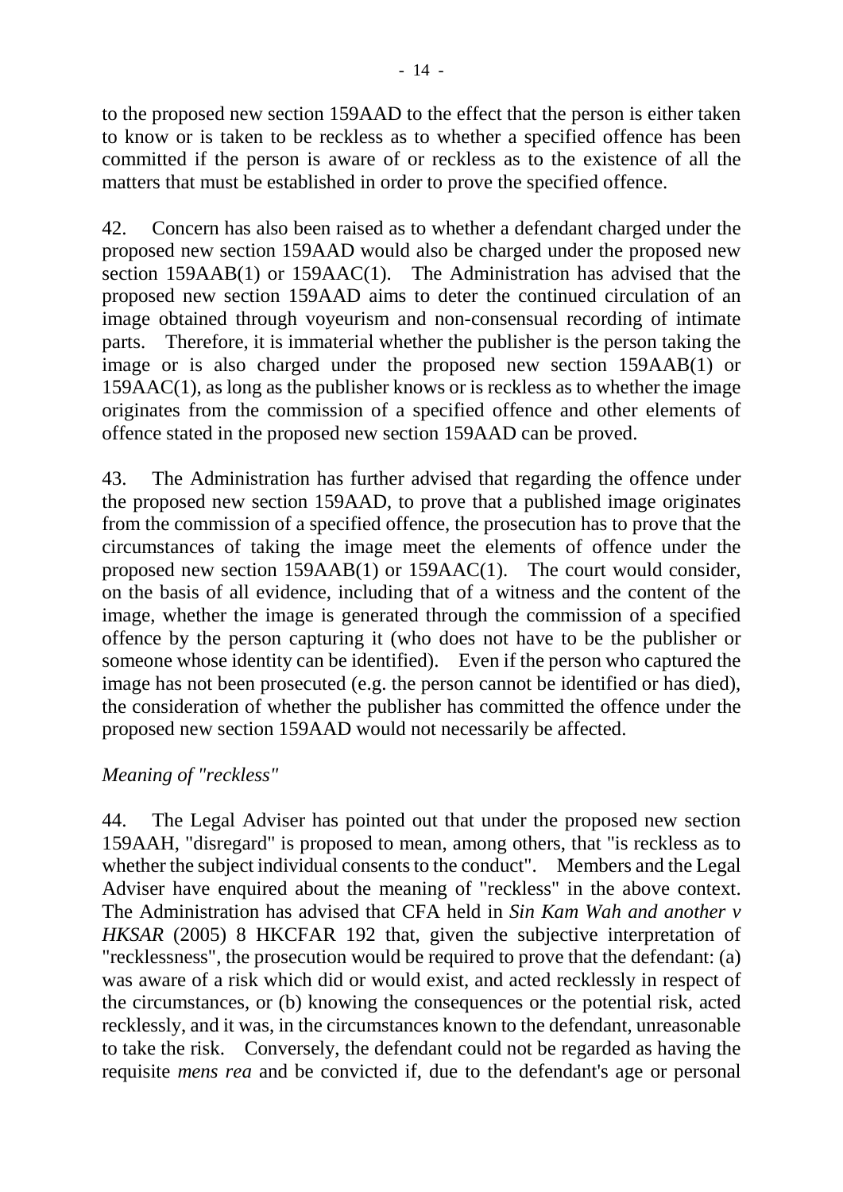to the proposed new section 159AAD to the effect that the person is either taken to know or is taken to be reckless as to whether a specified offence has been committed if the person is aware of or reckless as to the existence of all the matters that must be established in order to prove the specified offence.

42. Concern has also been raised as to whether a defendant charged under the proposed new section 159AAD would also be charged under the proposed new section 159AAB(1) or 159AAC(1). The Administration has advised that the proposed new section 159AAD aims to deter the continued circulation of an image obtained through voyeurism and non-consensual recording of intimate parts. Therefore, it is immaterial whether the publisher is the person taking the image or is also charged under the proposed new section 159AAB(1) or 159AAC(1), as long as the publisher knows or is reckless as to whether the image originates from the commission of a specified offence and other elements of offence stated in the proposed new section 159AAD can be proved.

43. The Administration has further advised that regarding the offence under the proposed new section 159AAD, to prove that a published image originates from the commission of a specified offence, the prosecution has to prove that the circumstances of taking the image meet the elements of offence under the proposed new section 159AAB(1) or 159AAC(1). The court would consider, on the basis of all evidence, including that of a witness and the content of the image, whether the image is generated through the commission of a specified offence by the person capturing it (who does not have to be the publisher or someone whose identity can be identified). Even if the person who captured the image has not been prosecuted (e.g. the person cannot be identified or has died), the consideration of whether the publisher has committed the offence under the proposed new section 159AAD would not necessarily be affected.

*Meaning of "reckless"*

44. The Legal Adviser has pointed out that under the proposed new section 159AAH, "disregard" is proposed to mean, among others, that "is reckless as to whether the subject individual consents to the conduct". Members and the Legal Adviser have enquired about the meaning of "reckless" in the above context. The Administration has advised that CFA held in *Sin Kam Wah and another v HKSAR* (2005) 8 HKCFAR 192 that, given the subjective interpretation of "recklessness", the prosecution would be required to prove that the defendant: (a) was aware of a risk which did or would exist, and acted recklessly in respect of the circumstances, or (b) knowing the consequences or the potential risk, acted recklessly, and it was, in the circumstances known to the defendant, unreasonable to take the risk. Conversely, the defendant could not be regarded as having the requisite *mens rea* and be convicted if, due to the defendant's age or personal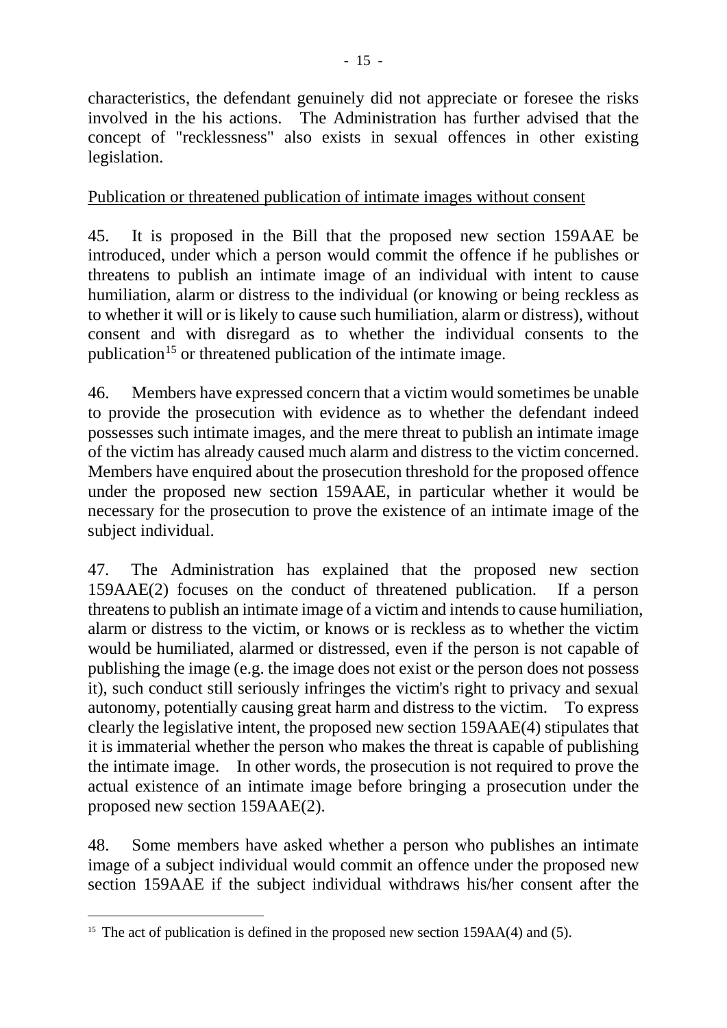characteristics, the defendant genuinely did not appreciate or foresee the risks involved in the his actions. The Administration has further advised that the concept of "recklessness" also exists in sexual offences in other existing legislation.

Publication or threatened publication of intimate images without consent

45. It is proposed in the Bill that the proposed new section 159AAE be introduced, under which a person would commit the offence if he publishes or threatens to publish an intimate image of an individual with intent to cause humiliation, alarm or distress to the individual (or knowing or being reckless as to whether it will or is likely to cause such humiliation, alarm or distress), without consent and with disregard as to whether the individual consents to the publication[15] or threatened publication of the intimate image.

46. Members have expressed concern that a victim would sometimes be unable to provide the prosecution with evidence as to whether the defendant indeed possesses such intimate images, and the mere threat to publish an intimate image of the victim has already caused much alarm and distress to the victim concerned. Members have enquired about the prosecution threshold for the proposed offence under the proposed new section 159AAE, in particular whether it would be necessary for the prosecution to prove the existence of an intimate image of the subject individual.

47. The Administration has explained that the proposed new section 159AAE(2) focuses on the conduct of threatened publication. If a person threatens to publish an intimate image of a victim and intends to cause humiliation, alarm or distress to the victim, or knows or is reckless as to whether the victim would be humiliated, alarmed or distressed, even if the person is not capable of publishing the image (e.g. the image does not exist or the person does not possess it), such conduct still seriously infringes the victim's right to privacy and sexual autonomy, potentially causing great harm and distress to the victim. To express clearly the legislative intent, the proposed new section 159AAE(4) stipulates that it is immaterial whether the person who makes the threat is capable of publishing the intimate image. In other words, the prosecution is not required to prove the actual existence of an intimate image before bringing a prosecution under the proposed new section 159AAE(2).

48. Some members have asked whether a person who publishes an intimate image of a subject individual would commit an offence under the proposed new section 159AAE if the subject individual withdraws his/her consent after the

---

[15] The act of publication is defined in the proposed new section 159AA(4) and (5).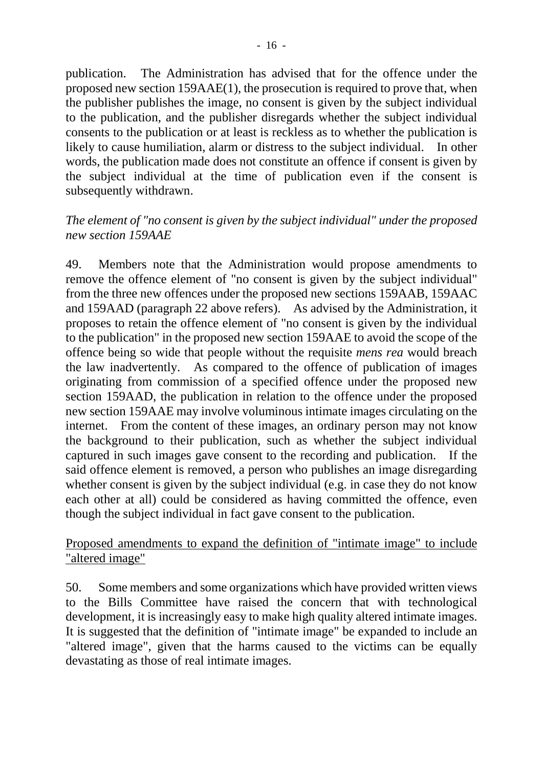publication. The Administration has advised that for the offence under the proposed new section 159AAE(1), the prosecution is required to prove that, when the publisher publishes the image, no consent is given by the subject individual to the publication, and the publisher disregards whether the subject individual consents to the publication or at least is reckless as to whether the publication is likely to cause humiliation, alarm or distress to the subject individual. In other words, the publication made does not constitute an offence if consent is given by the subject individual at the time of publication even if the consent is subsequently withdrawn.

*The element of "no consent is given by the subject individual" under the proposed new section 159AAE*

49. Members note that the Administration would propose amendments to remove the offence element of "no consent is given by the subject individual" from the three new offences under the proposed new sections 159AAB, 159AAC and 159AAD (paragraph 22 above refers). As advised by the Administration, it proposes to retain the offence element of "no consent is given by the individual to the publication" in the proposed new section 159AAE to avoid the scope of the offence being so wide that people without the requisite *mens rea* would breach the law inadvertently. As compared to the offence of publication of images originating from commission of a specified offence under the proposed new section 159AAD, the publication in relation to the offence under the proposed new section 159AAE may involve voluminous intimate images circulating on the internet. From the content of these images, an ordinary person may not know the background to their publication, such as whether the subject individual captured in such images gave consent to the recording and publication. If the said offence element is removed, a person who publishes an image disregarding whether consent is given by the subject individual (e.g. in case they do not know each other at all) could be considered as having committed the offence, even though the subject individual in fact gave consent to the publication.

<u>Proposed amendments to expand the definition of "intimate image" to include "altered image"</u>

50. Some members and some organizations which have provided written views to the Bills Committee have raised the concern that with technological development, it is increasingly easy to make high quality altered intimate images. It is suggested that the definition of "intimate image" be expanded to include an "altered image", given that the harms caused to the victims can be equally devastating as those of real intimate images.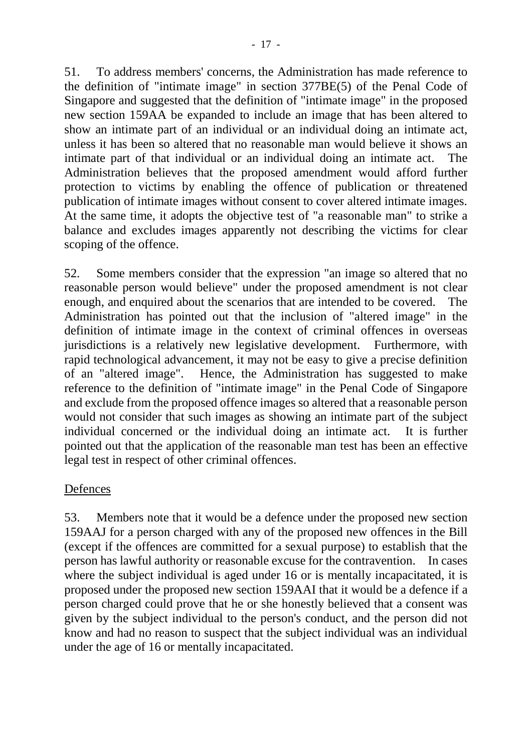51. To address members' concerns, the Administration has made reference to the definition of "intimate image" in section 377BE(5) of the Penal Code of Singapore and suggested that the definition of "intimate image" in the proposed new section 159AA be expanded to include an image that has been altered to show an intimate part of an individual or an individual doing an intimate act, unless it has been so altered that no reasonable man would believe it shows an intimate part of that individual or an individual doing an intimate act. The Administration believes that the proposed amendment would afford further protection to victims by enabling the offence of publication or threatened publication of intimate images without consent to cover altered intimate images. At the same time, it adopts the objective test of "a reasonable man" to strike a balance and excludes images apparently not describing the victims for clear scoping of the offence.

52. Some members consider that the expression "an image so altered that no reasonable person would believe" under the proposed amendment is not clear enough, and enquired about the scenarios that are intended to be covered. The Administration has pointed out that the inclusion of "altered image" in the definition of intimate image in the context of criminal offences in overseas jurisdictions is a relatively new legislative development. Furthermore, with rapid technological advancement, it may not be easy to give a precise definition of an "altered image". Hence, the Administration has suggested to make reference to the definition of "intimate image" in the Penal Code of Singapore and exclude from the proposed offence images so altered that a reasonable person would not consider that such images as showing an intimate part of the subject individual concerned or the individual doing an intimate act. It is further pointed out that the application of the reasonable man test has been an effective legal test in respect of other criminal offences.

<u>Defences</u>

53. Members note that it would be a defence under the proposed new section 159AAJ for a person charged with any of the proposed new offences in the Bill (except if the offences are committed for a sexual purpose) to establish that the person has lawful authority or reasonable excuse for the contravention. In cases where the subject individual is aged under 16 or is mentally incapacitated, it is proposed under the proposed new section 159AAI that it would be a defence if a person charged could prove that he or she honestly believed that a consent was given by the subject individual to the person's conduct, and the person did not know and had no reason to suspect that the subject individual was an individual under the age of 16 or mentally incapacitated.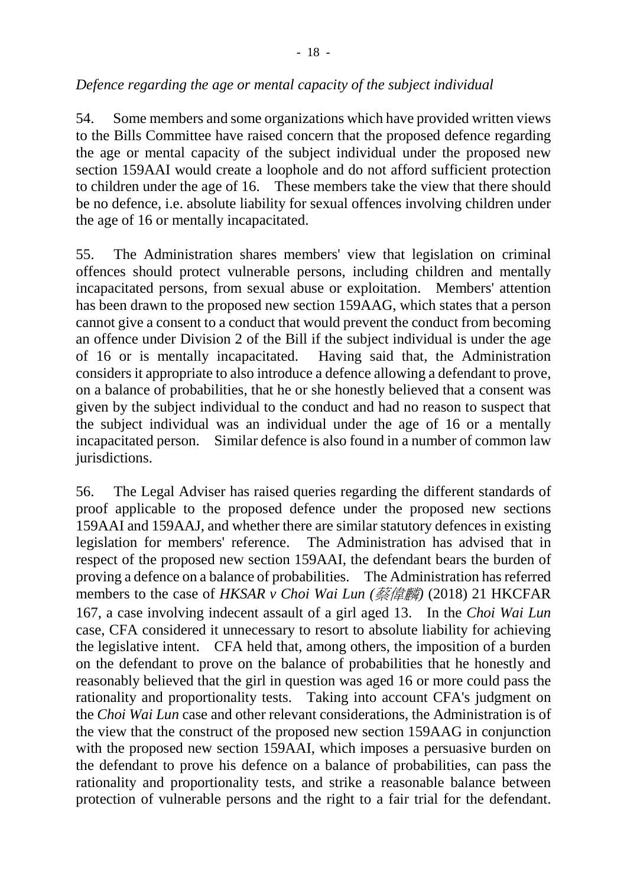*Defence regarding the age or mental capacity of the subject individual*

54. Some members and some organizations which have provided written views to the Bills Committee have raised concern that the proposed defence regarding the age or mental capacity of the subject individual under the proposed new section 159AAI would create a loophole and do not afford sufficient protection to children under the age of 16. These members take the view that there should be no defence, i.e. absolute liability for sexual offences involving children under the age of 16 or mentally incapacitated.

55. The Administration shares members' view that legislation on criminal offences should protect vulnerable persons, including children and mentally incapacitated persons, from sexual abuse or exploitation. Members' attention has been drawn to the proposed new section 159AAG, which states that a person cannot give a consent to a conduct that would prevent the conduct from becoming an offence under Division 2 of the Bill if the subject individual is under the age of 16 or is mentally incapacitated. Having said that, the Administration considers it appropriate to also introduce a defence allowing a defendant to prove, on a balance of probabilities, that he or she honestly believed that a consent was given by the subject individual to the conduct and had no reason to suspect that the subject individual was an individual under the age of 16 or a mentally incapacitated person. Similar defence is also found in a number of common law jurisdictions.

56. The Legal Adviser has raised queries regarding the different standards of proof applicable to the proposed defence under the proposed new sections 159AAI and 159AAJ, and whether there are similar statutory defences in existing legislation for members' reference. The Administration has advised that in respect of the proposed new section 159AAI, the defendant bears the burden of proving a defence on a balance of probabilities. The Administration has referred members to the case of *HKSAR v Choi Wai Lun (蔡偉麟)* (2018) 21 HKCFAR 167, a case involving indecent assault of a girl aged 13. In the *Choi Wai Lun* case, CFA considered it unnecessary to resort to absolute liability for achieving the legislative intent. CFA held that, among others, the imposition of a burden on the defendant to prove on the balance of probabilities that he honestly and reasonably believed that the girl in question was aged 16 or more could pass the rationality and proportionality tests. Taking into account CFA's judgment on the *Choi Wai Lun* case and other relevant considerations, the Administration is of the view that the construct of the proposed new section 159AAG in conjunction with the proposed new section 159AAI, which imposes a persuasive burden on the defendant to prove his defence on a balance of probabilities, can pass the rationality and proportionality tests, and strike a reasonable balance between protection of vulnerable persons and the right to a fair trial for the defendant.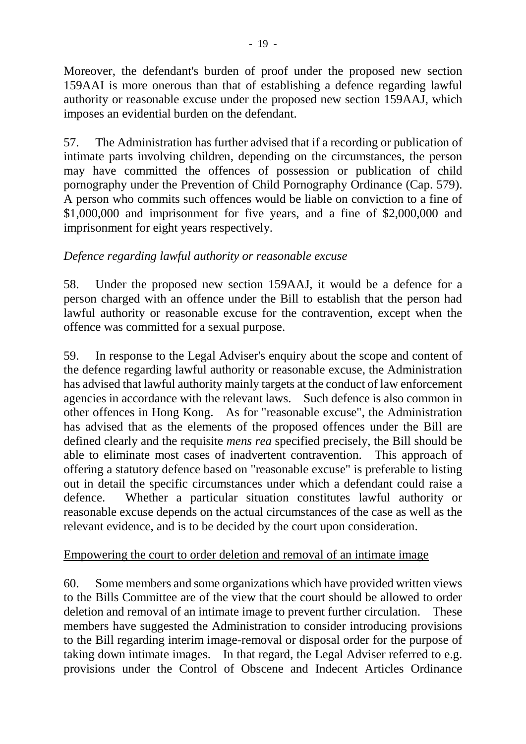Moreover, the defendant's burden of proof under the proposed new section 159AAI is more onerous than that of establishing a defence regarding lawful authority or reasonable excuse under the proposed new section 159AAJ, which imposes an evidential burden on the defendant.

57. The Administration has further advised that if a recording or publication of intimate parts involving children, depending on the circumstances, the person may have committed the offences of possession or publication of child pornography under the Prevention of Child Pornography Ordinance (Cap. 579). A person who commits such offences would be liable on conviction to a fine of \$1,000,000 and imprisonment for five years, and a fine of \$2,000,000 and imprisonment for eight years respectively.

*Defence regarding lawful authority or reasonable excuse*

58. Under the proposed new section 159AAJ, it would be a defence for a person charged with an offence under the Bill to establish that the person had lawful authority or reasonable excuse for the contravention, except when the offence was committed for a sexual purpose.

59. In response to the Legal Adviser's enquiry about the scope and content of the defence regarding lawful authority or reasonable excuse, the Administration has advised that lawful authority mainly targets at the conduct of law enforcement agencies in accordance with the relevant laws. Such defence is also common in other offences in Hong Kong. As for "reasonable excuse", the Administration has advised that as the elements of the proposed offences under the Bill are defined clearly and the requisite *mens rea* specified precisely, the Bill should be able to eliminate most cases of inadvertent contravention. This approach of offering a statutory defence based on "reasonable excuse" is preferable to listing out in detail the specific circumstances under which a defendant could raise a defence. Whether a particular situation constitutes lawful authority or reasonable excuse depends on the actual circumstances of the case as well as the relevant evidence, and is to be decided by the court upon consideration.

<u>Empowering the court to order deletion and removal of an intimate image</u>

60. Some members and some organizations which have provided written views to the Bills Committee are of the view that the court should be allowed to order deletion and removal of an intimate image to prevent further circulation. These members have suggested the Administration to consider introducing provisions to the Bill regarding interim image-removal or disposal order for the purpose of taking down intimate images. In that regard, the Legal Adviser referred to e.g. provisions under the Control of Obscene and Indecent Articles Ordinance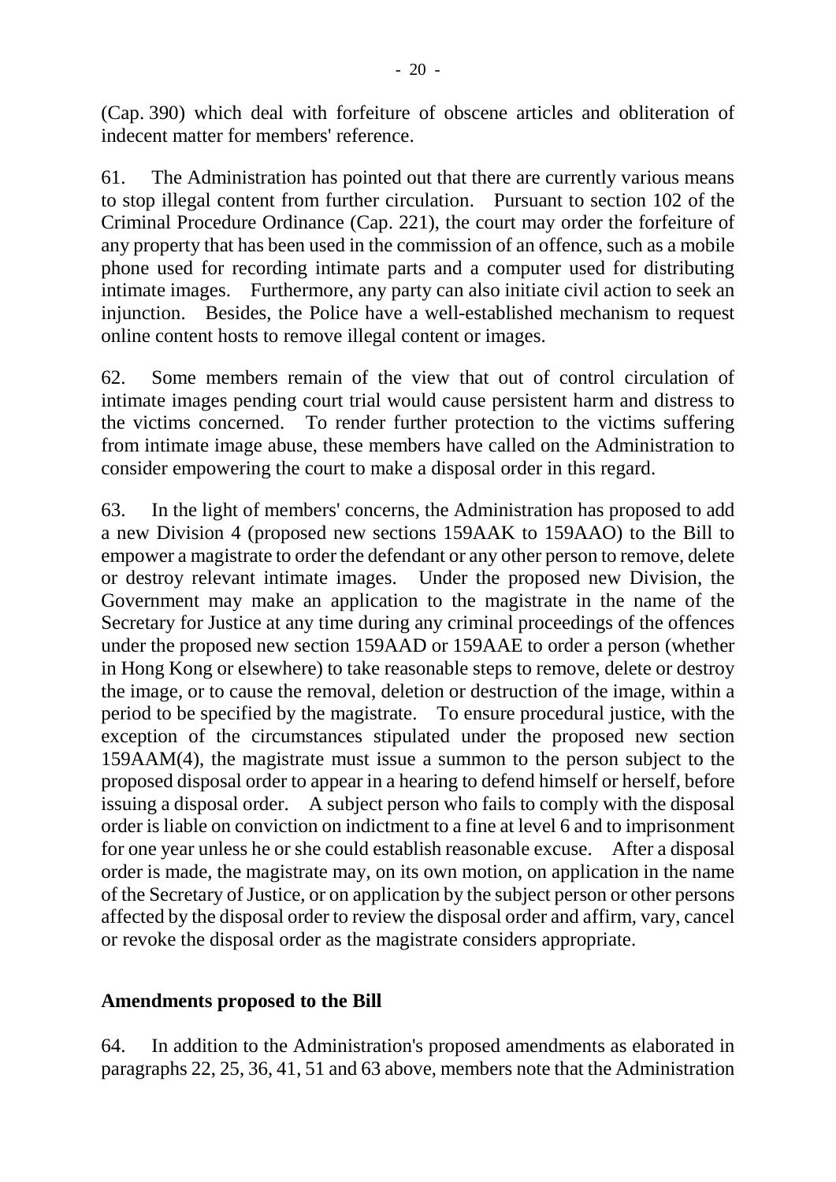(Cap. 390) which deal with forfeiture of obscene articles and obliteration of indecent matter for members' reference.

61. The Administration has pointed out that there are currently various means to stop illegal content from further circulation. Pursuant to section 102 of the Criminal Procedure Ordinance (Cap. 221), the court may order the forfeiture of any property that has been used in the commission of an offence, such as a mobile phone used for recording intimate parts and a computer used for distributing intimate images. Furthermore, any party can also initiate civil action to seek an injunction. Besides, the Police have a well-established mechanism to request online content hosts to remove illegal content or images.

62. Some members remain of the view that out of control circulation of intimate images pending court trial would cause persistent harm and distress to the victims concerned. To render further protection to the victims suffering from intimate image abuse, these members have called on the Administration to consider empowering the court to make a disposal order in this regard.

63. In the light of members' concerns, the Administration has proposed to add a new Division 4 (proposed new sections 159AAK to 159AAO) to the Bill to empower a magistrate to order the defendant or any other person to remove, delete or destroy relevant intimate images. Under the proposed new Division, the Government may make an application to the magistrate in the name of the Secretary for Justice at any time during any criminal proceedings of the offences under the proposed new section 159AAD or 159AAE to order a person (whether in Hong Kong or elsewhere) to take reasonable steps to remove, delete or destroy the image, or to cause the removal, deletion or destruction of the image, within a period to be specified by the magistrate. To ensure procedural justice, with the exception of the circumstances stipulated under the proposed new section 159AAM(4), the magistrate must issue a summon to the person subject to the proposed disposal order to appear in a hearing to defend himself or herself, before issuing a disposal order. A subject person who fails to comply with the disposal order is liable on conviction on indictment to a fine at level 6 and to imprisonment for one year unless he or she could establish reasonable excuse. After a disposal order is made, the magistrate may, on its own motion, on application in the name of the Secretary of Justice, or on application by the subject person or other persons affected by the disposal order to review the disposal order and affirm, vary, cancel or revoke the disposal order as the magistrate considers appropriate.

## Amendments proposed to the Bill

64. In addition to the Administration's proposed amendments as elaborated in paragraphs 22, 25, 36, 41, 51 and 63 above, members note that the Administration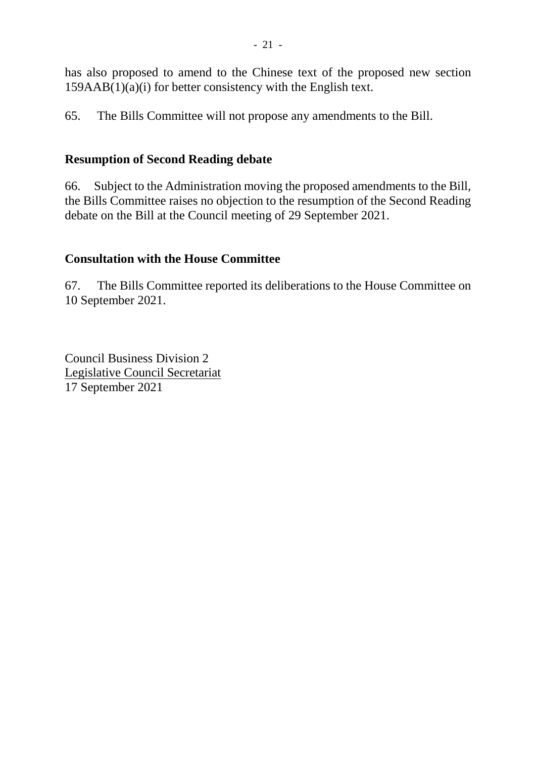has also proposed to amend to the Chinese text of the proposed new section 159AAB(1)(a)(i) for better consistency with the English text.

65. The Bills Committee will not propose any amendments to the Bill.

## Resumption of Second Reading debate

66. Subject to the Administration moving the proposed amendments to the Bill, the Bills Committee raises no objection to the resumption of the Second Reading debate on the Bill at the Council meeting of 29 September 2021.

## Consultation with the House Committee

67. The Bills Committee reported its deliberations to the House Committee on 10 September 2021.

Council Business Division 2
Legislative Council Secretariat
17 September 2021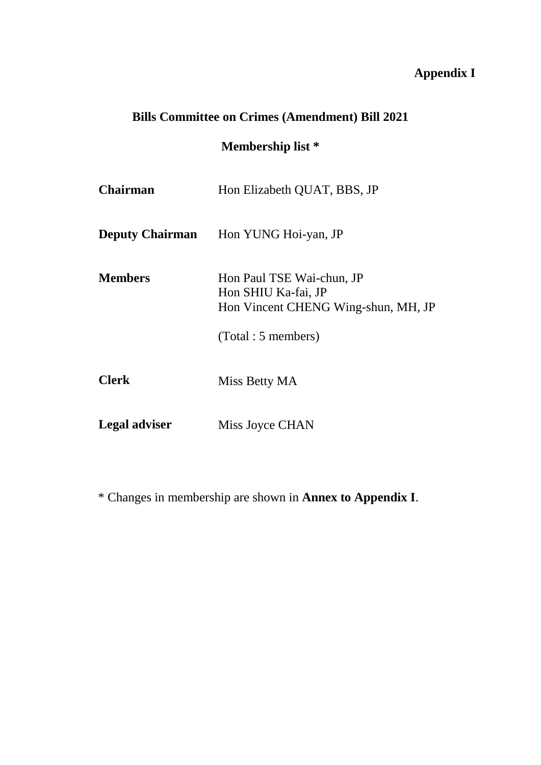**Appendix I**

## Bills Committee on Crimes (Amendment) Bill 2021

### Membership list *

| | |
|---|---|
| **Chairman** | Hon Elizabeth QUAT, BBS, JP |
| **Deputy Chairman** | Hon YUNG Hoi-yan, JP |
| **Members** | Hon Paul TSE Wai-chun, JP<br>Hon SHIU Ka-fai, JP<br>Hon Vincent CHENG Wing-shun, MH, JP<br><br>(Total : 5 members) |
| **Clerk** | Miss Betty MA |
| **Legal adviser** | Miss Joyce CHAN |

* Changes in membership are shown in **Annex to Appendix I**.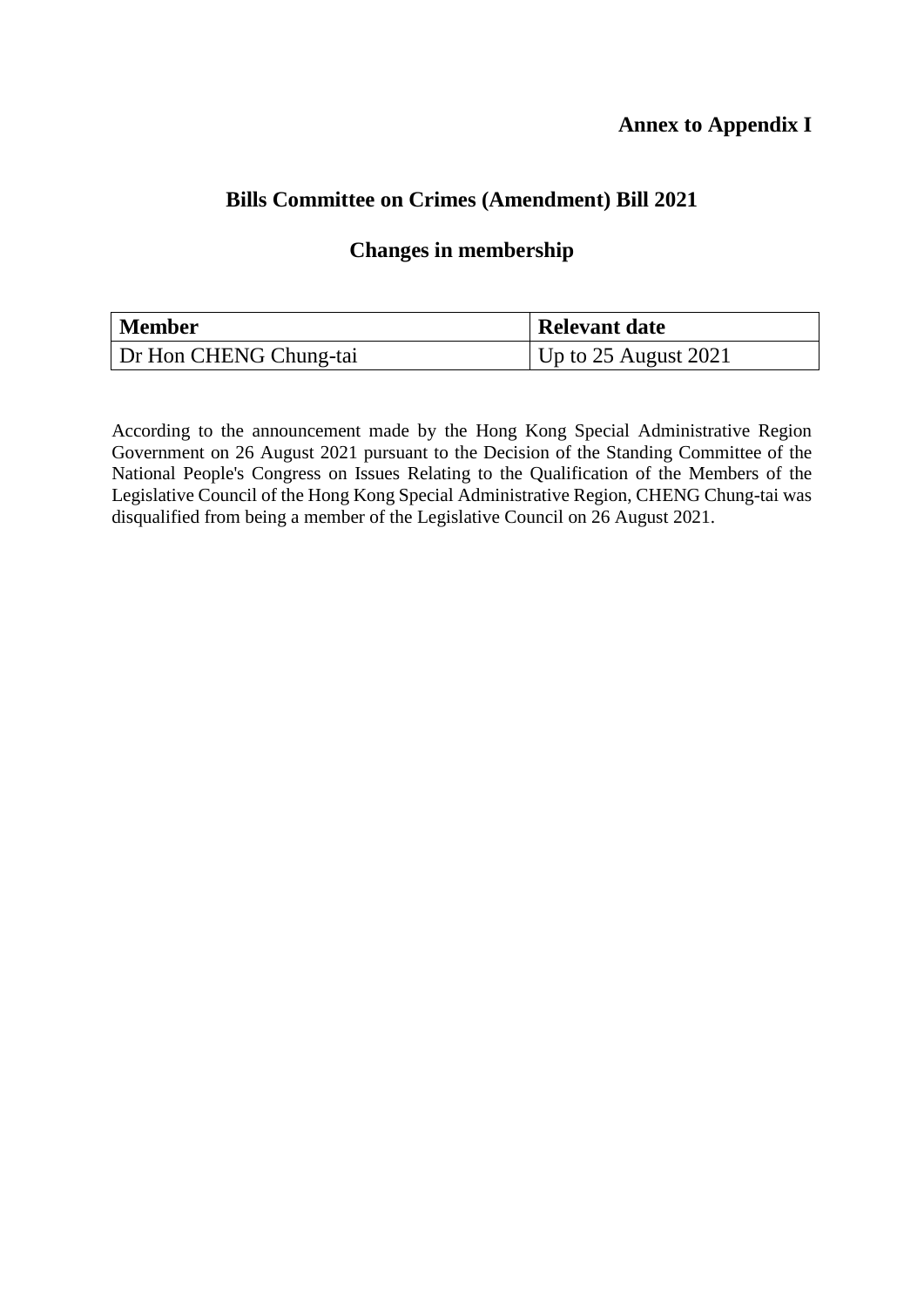**Annex to Appendix I**

## Bills Committee on Crimes (Amendment) Bill 2021

## Changes in membership

| Member | Relevant date |
|---|---|
| Dr Hon CHENG Chung-tai | Up to 25 August 2021 |

According to the announcement made by the Hong Kong Special Administrative Region Government on 26 August 2021 pursuant to the Decision of the Standing Committee of the National People's Congress on Issues Relating to the Qualification of the Members of the Legislative Council of the Hong Kong Special Administrative Region, CHENG Chung-tai was disqualified from being a member of the Legislative Council on 26 August 2021.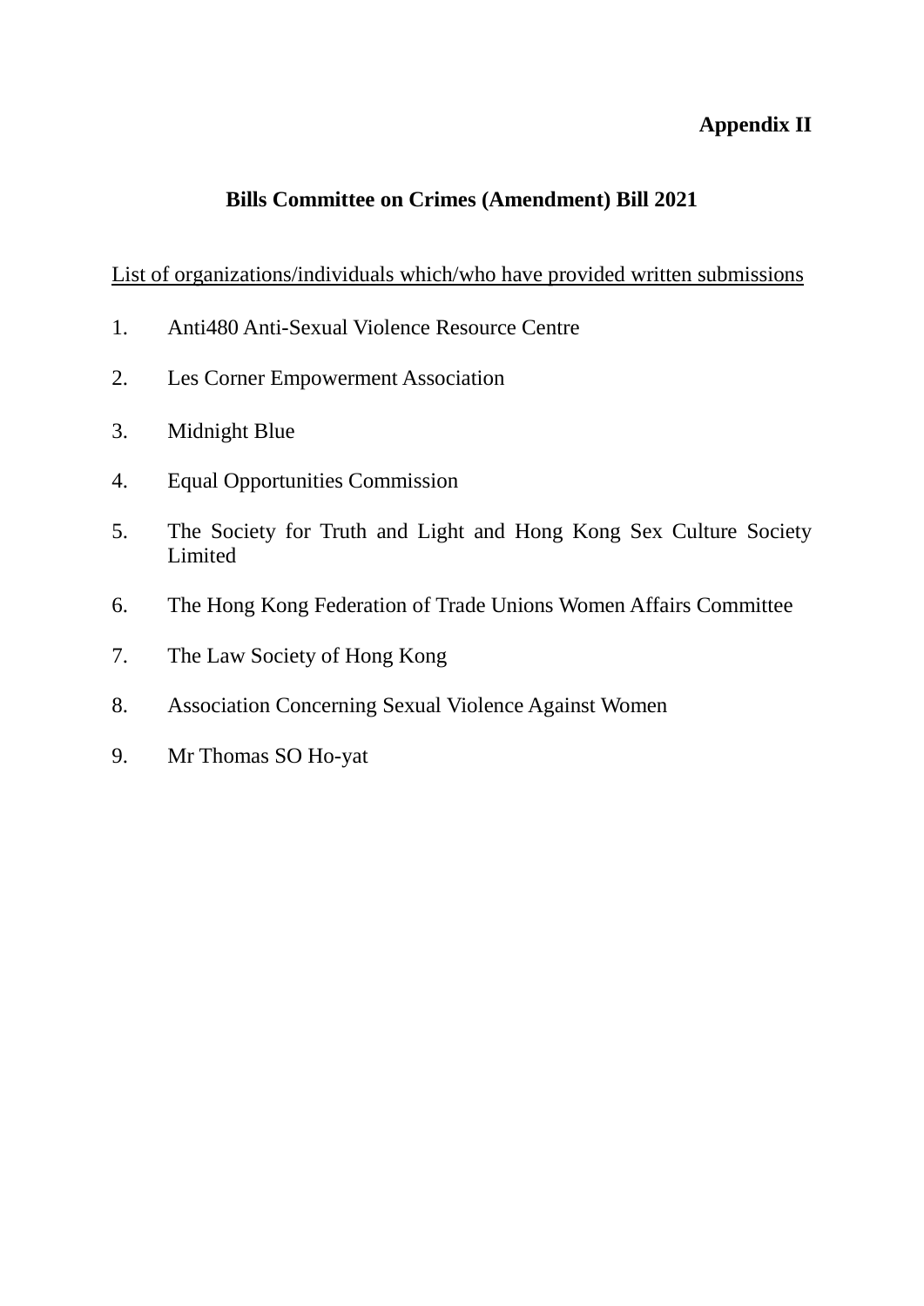**Appendix II**

**Bills Committee on Crimes (Amendment) Bill 2021**

<u>List of organizations/individuals which/who have provided written submissions</u>

1. Anti480 Anti-Sexual Violence Resource Centre
2. Les Corner Empowerment Association
3. Midnight Blue
4. Equal Opportunities Commission
5. The Society for Truth and Light and Hong Kong Sex Culture Society Limited
6. The Hong Kong Federation of Trade Unions Women Affairs Committee
7. The Law Society of Hong Kong
8. Association Concerning Sexual Violence Against Women
9. Mr Thomas SO Ho-yat